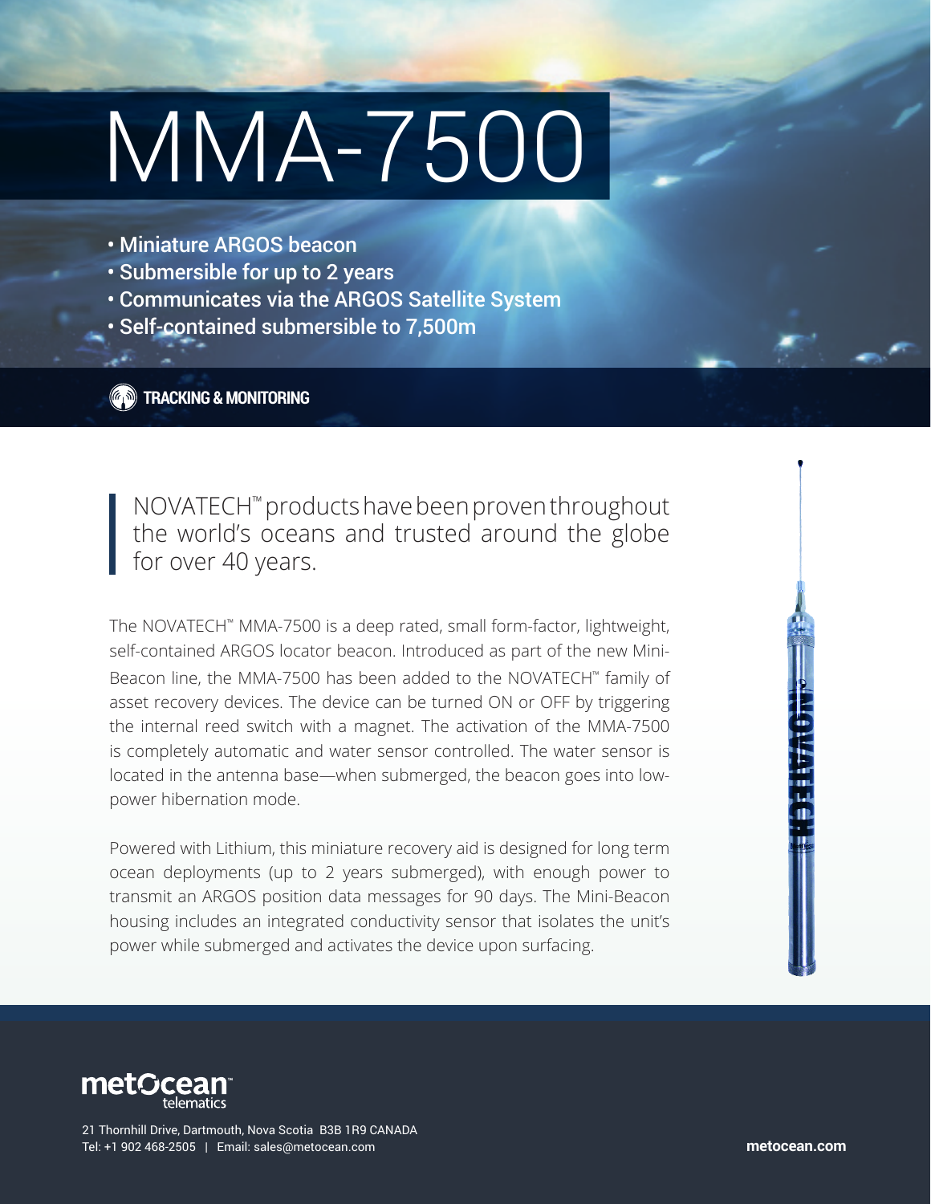# MMA-7500

- Miniature ARGOS beacon
- Submersible for up to 2 years
- Communicates via the ARGOS Satellite System
- Self-contained submersible to 7,500m

**TRACKING & MONITORING**

> NOVATECH™ products have been proven throughout the world's oceans and trusted around the globe for over 40 years.

The NOVATECH™ MMA-7500 is a deep rated, small form-factor, lightweight, self-contained ARGOS locator beacon. Introduced as part of the new Mini-Beacon line, the MMA-7500 has been added to the NOVATECH™ family of asset recovery devices. The device can be turned ON or OFF by triggering the internal reed switch with a magnet. The activation of the MMA-7500 is completely automatic and water sensor controlled. The water sensor is located in the antenna base—when submerged, the beacon goes into low-power hibernation mode.

Powered with Lithium, this miniature recovery aid is designed for long term ocean deployments (up to 2 years submerged), with enough power to transmit an ARGOS position data messages for 90 days. The Mini-Beacon housing includes an integrated conductivity sensor that isolates the unit's power while submerged and activates the device upon surfacing.

metOcean™ telematics

21 Thornhill Drive, Dartmouth, Nova Scotia B3B 1R9 CANADA
Tel: +1 902 468-2505 | Email: sales@metocean.com

metocean.com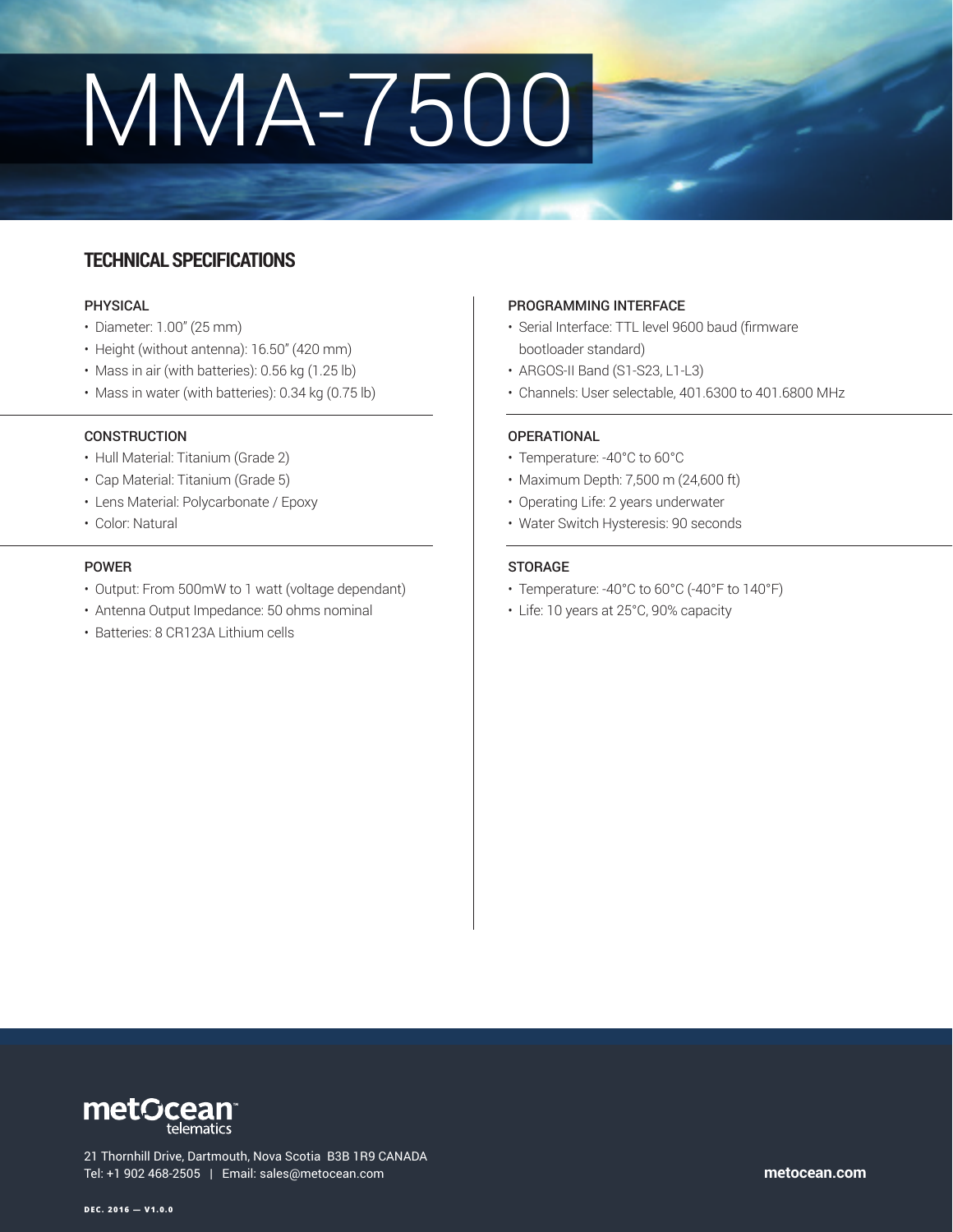# MMA-7500

## TECHNICAL SPECIFICATIONS

### PHYSICAL

- Diameter: 1.00" (25 mm)
- Height (without antenna): 16.50" (420 mm)
- Mass in air (with batteries): 0.56 kg (1.25 lb)
- Mass in water (with batteries): 0.34 kg (0.75 lb)

### CONSTRUCTION

- Hull Material: Titanium (Grade 2)
- Cap Material: Titanium (Grade 5)
- Lens Material: Polycarbonate / Epoxy
- Color: Natural

### POWER

- Output: From 500mW to 1 watt (voltage dependant)
- Antenna Output Impedance: 50 ohms nominal
- Batteries: 8 CR123A Lithium cells

### PROGRAMMING INTERFACE

- Serial Interface: TTL level 9600 baud (firmware bootloader standard)
- ARGOS-II Band (S1-S23, L1-L3)
- Channels: User selectable, 401.6300 to 401.6800 MHz

### OPERATIONAL

- Temperature: -40°C to 60°C
- Maximum Depth: 7,500 m (24,600 ft)
- Operating Life: 2 years underwater
- Water Switch Hysteresis: 90 seconds

### STORAGE

- Temperature: -40°C to 60°C (-40°F to 140°F)
- Life: 10 years at 25°C, 90% capacity

metOcean™ telematics

21 Thornhill Drive, Dartmouth, Nova Scotia B3B 1R9 CANADA
Tel: +1 902 468-2505 | Email: sales@metocean.com

metocean.com

DEC. 2016 — V1.0.0